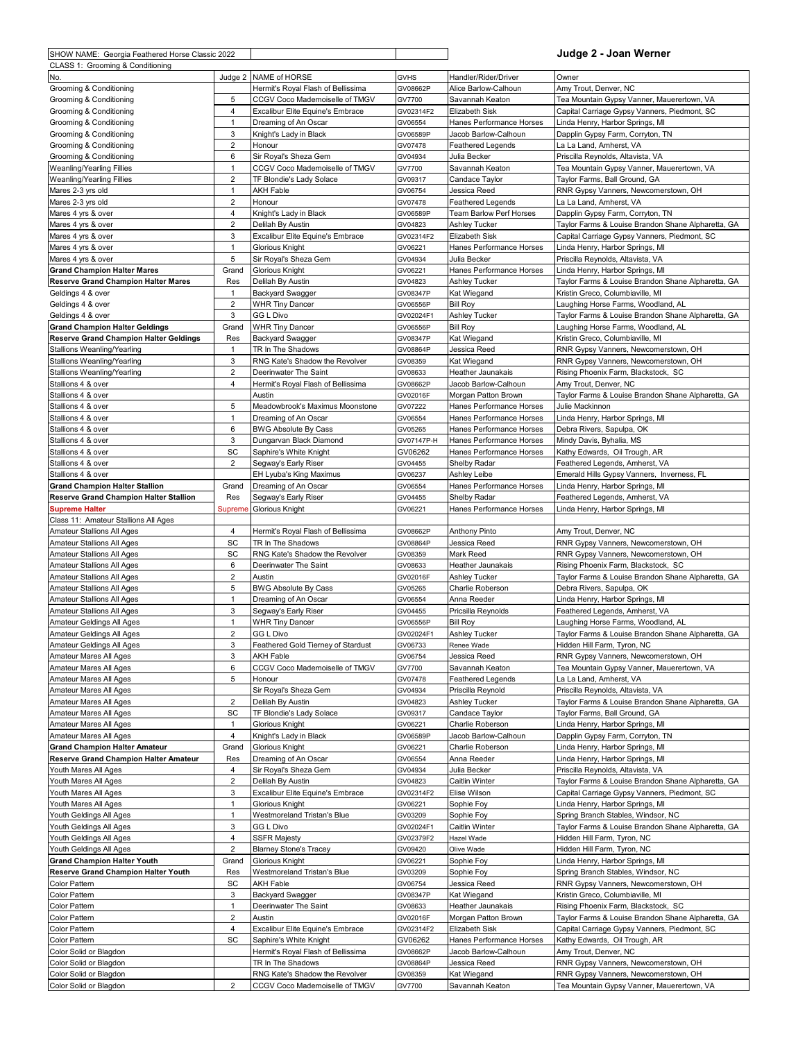SHOW NAME: Georgia Feathered Horse Classic 2022

**Judge 2 - Joan Werner**

CLASS 1: Grooming & Conditioning

| No. | Judge 2 | NAME of HORSE | GVHS | Handler/Rider/Driver | Owner |
|---|---|---|---|---|---|
| Grooming & Conditioning | | Hermit's Royal Flash of Bellissima | GV08662P | Alice Barlow-Calhoun | Amy Trout, Denver, NC |
| Grooming & Conditioning | 5 | CCGV Coco Mademoiselle of TMGV | GV7700 | Savannah Keaton | Tea Mountain Gypsy Vanner, Mauerertown, VA |
| Grooming & Conditioning | 4 | Excalibur Elite Equine's Embrace | GV02314F2 | Elizabeth Sisk | Capital Carriage Gypsy Vanners, Piedmont, SC |
| Grooming & Conditioning | 1 | Dreaming of An Oscar | GV06554 | Hanes Performance Horses | Linda Henry, Harbor Springs, MI |
| Grooming & Conditioning | 3 | Knight's Lady in Black | GV06589P | Jacob Barlow-Calhoun | Dapplin Gypsy Farm, Corryton, TN |
| Grooming & Conditioning | 2 | Honour | GV07478 | Feathered Legends | La La Land, Amherst, VA |
| Grooming & Conditioning | 6 | Sir Royal's Sheza Gem | GV04934 | Julia Becker | Priscilla Reynolds, Altavista, VA |
| Weanling/Yearling Fillies | 1 | CCGV Coco Mademoiselle of TMGV | GV7700 | Savannah Keaton | Tea Mountain Gypsy Vanner, Mauerertown, VA |
| Weanling/Yearling Fillies | 2 | TF Blondie's Lady Solace | GV09317 | Candace Taylor | Taylor Farms, Ball Ground, GA |
| Mares 2-3 yrs old | 1 | AKH Fable | GV06754 | Jessica Reed | RNR Gypsy Vanners, Newcomerstown, OH |
| Mares 2-3 yrs old | 2 | Honour | GV07478 | Feathered Legends | La La Land, Amherst, VA |
| Mares 4 yrs & over | 4 | Knight's Lady in Black | GV06589P | Team Barlow Perf Horses | Dapplin Gypsy Farm, Corryton, TN |
| Mares 4 yrs & over | 2 | Delilah By Austin | GV04823 | Ashley Tucker | Taylor Farms & Louise Brandon Shane Alpharetta, GA |
| Mares 4 yrs & over | 3 | Excalibur Elite Equine's Embrace | GV02314F2 | Elizabeth Sisk | Capital Carriage Gypsy Vanners, Piedmont, SC |
| Mares 4 yrs & over | 1 | Glorious Knight | GV06221 | Hanes Performance Horses | Linda Henry, Harbor Springs, MI |
| Mares 4 yrs & over | 5 | Sir Royal's Sheza Gem | GV04934 | Julia Becker | Priscilla Reynolds, Altavista, VA |
| **Grand Champion Halter Mares** | Grand | Glorious Knight | GV06221 | Hanes Performance Horses | Linda Henry, Harbor Springs, MI |
| **Reserve Grand Champion Halter Mares** | Res | Delilah By Austin | GV04823 | Ashley Tucker | Taylor Farms & Louise Brandon Shane Alpharetta, GA |
| Geldings 4 & over | 1 | Backyard Swagger | GV08347P | Kat Wiegand | Kristin Greco, Columbiaville, MI |
| Geldings 4 & over | 2 | WHR Tiny Dancer | GV06556P | Bill Roy | Laughing Horse Farms, Woodland, AL |
| Geldings 4 & over | 3 | GG L Divo | GV02024F1 | Ashley Tucker | Taylor Farms & Louise Brandon Shane Alpharetta, GA |
| **Grand Champion Halter Geldings** | Grand | WHR Tiny Dancer | GV06556P | Bill Roy | Laughing Horse Farms, Woodland, AL |
| **Reserve Grand Champion Halter Geldings** | Res | Backyard Swagger | GV08347P | Kat Wiegand | Kristin Greco, Columbiaville, MI |
| Stallions Weanling/Yearling | 1 | TR In The Shadows | GV08864P | Jessica Reed | RNR Gypsy Vanners, Newcomerstown, OH |
| Stallions Weanling/Yearling | 3 | RNG Kate's Shadow the Revolver | GV08359 | Kat Wiegand | RNR Gypsy Vanners, Newcomerstown, OH |
| Stallions Weanling/Yearling | 2 | Deerinwater The Saint | GV08633 | Heather Jaunakais | Rising Phoenix Farm, Blackstock, SC |
| Stallions 4 & over | 4 | Hermit's Royal Flash of Bellissima | GV08662P | Jacob Barlow-Calhoun | Amy Trout, Denver, NC |
| Stallions 4 & over | | Austin | GV02016F | Morgan Patton Brown | Taylor Farms & Louise Brandon Shane Alpharetta, GA |
| Stallions 4 & over | 5 | Meadowbrook's Maximus Moonstone | GV07222 | Hanes Performance Horses | Julie Mackinnon |
| Stallions 4 & over | 1 | Dreaming of An Oscar | GV06554 | Hanes Performance Horses | Linda Henry, Harbor Springs, MI |
| Stallions 4 & over | 6 | BWG Absolute By Cass | GV05265 | Hanes Performance Horses | Debra Rivers, Sapulpa, OK |
| Stallions 4 & over | 3 | Dungarvan Black Diamond | GV07147P-H | Hanes Performance Horses | Mindy Davis, Byhalia, MS |
| Stallions 4 & over | SC | Saphire's White Knight | GV06262 | Hanes Performance Horses | Kathy Edwards, Oil Trough, AR |
| Stallions 4 & over | 2 | Segway's Early Riser | GV04455 | Shelby Radar | Feathered Legends, Amherst, VA |
| Stallions 4 & over | | EH Lyuba's King Maximus | GV06237 | Ashley Leibe | Emerald Hills Gypsy Vanners, Inverness, FL |
| **Grand Champion Halter Stallion** | Grand | Dreaming of An Oscar | GV06554 | Hanes Performance Horses | Linda Henry, Harbor Springs, MI |
| **Reserve Grand Champion Halter Stallion** | Res | Segway's Early Riser | GV04455 | Shelby Radar | Feathered Legends, Amherst, VA |
| **Supreme Halter** | Supreme | Glorious Knight | GV06221 | Hanes Performance Horses | Linda Henry, Harbor Springs, MI |
| Class 11: Amateur Stallions All Ages | | | | | |
| Amateur Stallions All Ages | 4 | Hermit's Royal Flash of Bellissima | GV08662P | Anthony Pinto | Amy Trout, Denver, NC |
| Amateur Stallions All Ages | SC | TR In The Shadows | GV08864P | Jessica Reed | RNR Gypsy Vanners, Newcomerstown, OH |
| Amateur Stallions All Ages | SC | RNG Kate's Shadow the Revolver | GV08359 | Mark Reed | RNR Gypsy Vanners, Newcomerstown, OH |
| Amateur Stallions All Ages | 6 | Deerinwater The Saint | GV08633 | Heather Jaunakais | Rising Phoenix Farm, Blackstock, SC |
| Amateur Stallions All Ages | 2 | Austin | GV02016F | Ashley Tucker | Taylor Farms & Louise Brandon Shane Alpharetta, GA |
| Amateur Stallions All Ages | 5 | BWG Absolute By Cass | GV05265 | Charlie Roberson | Debra Rivers, Sapulpa, OK |
| Amateur Stallions All Ages | 1 | Dreaming of An Oscar | GV06554 | Anna Reeder | Linda Henry, Harbor Springs, MI |
| Amateur Stallions All Ages | 3 | Segway's Early Riser | GV04455 | Pricsilla Reynolds | Feathered Legends, Amherst, VA |
| Amateur Geldings All Ages | 1 | WHR Tiny Dancer | GV06556P | Bill Roy | Laughing Horse Farms, Woodland, AL |
| Amateur Geldings All Ages | 2 | GG L Divo | GV02024F1 | Ashley Tucker | Taylor Farms & Louise Brandon Shane Alpharetta, GA |
| Amateur Geldings All Ages | 3 | Feathered Gold Tierney of Stardust | GV06733 | Renee Wade | Hidden Hill Farm, Tyron, NC |
| Amateur Mares All Ages | 3 | AKH Fable | GV06754 | Jessica Reed | RNR Gypsy Vanners, Newcomerstown, OH |
| Amateur Mares All Ages | 6 | CCGV Coco Mademoiselle of TMGV | GV7700 | Savannah Keaton | Tea Mountain Gypsy Vanner, Mauerertown, VA |
| Amateur Mares All Ages | 5 | Honour | GV07478 | Feathered Legends | La La Land, Amherst, VA |
| Amateur Mares All Ages | | Sir Royal's Sheza Gem | GV04934 | Priscilla Reynold | Priscilla Reynolds, Altavista, VA |
| Amateur Mares All Ages | 2 | Delilah By Austin | GV04823 | Ashley Tucker | Taylor Farms & Louise Brandon Shane Alpharetta, GA |
| Amateur Mares All Ages | SC | TF Blondie's Lady Solace | GV09317 | Candace Taylor | Taylor Farms, Ball Ground, GA |
| Amateur Mares All Ages | 1 | Glorious Knight | GV06221 | Charlie Roberson | Linda Henry, Harbor Springs, MI |
| Amateur Mares All Ages | 4 | Knight's Lady in Black | GV06589P | Jacob Barlow-Calhoun | Dapplin Gypsy Farm, Corryton, TN |
| **Grand Champion Halter Amateur** | Grand | Glorious Knight | GV06221 | Charlie Roberson | Linda Henry, Harbor Springs, MI |
| **Reserve Grand Champion Halter Amateur** | Res | Dreaming of An Oscar | GV06554 | Anna Reeder | Linda Henry, Harbor Springs, MI |
| Youth Mares All Ages | 4 | Sir Royal's Sheza Gem | GV04934 | Julia Becker | Priscilla Reynolds, Altavista, VA |
| Youth Mares All Ages | 2 | Delilah By Austin | GV04823 | Caitlin Winter | Taylor Farms & Louise Brandon Shane Alpharetta, GA |
| Youth Mares All Ages | 3 | Excalibur Elite Equine's Embrace | GV02314F2 | Elise Wilson | Capital Carriage Gypsy Vanners, Piedmont, SC |
| Youth Mares All Ages | 1 | Glorious Knight | GV06221 | Sophie Foy | Linda Henry, Harbor Springs, MI |
| Youth Geldings All Ages | 1 | Westmoreland Tristan's Blue | GV03209 | Sophie Foy | Spring Branch Stables, Windsor, NC |
| Youth Geldings All Ages | 3 | GG L Divo | GV02024F1 | Caitlin Winter | Taylor Farms & Louise Brandon Shane Alpharetta, GA |
| Youth Geldings All Ages | 4 | SSFR Majesty | GV02379F2 | Hazel Wade | Hidden Hill Farm, Tyron, NC |
| Youth Geldings All Ages | 2 | Blarney Stone's Tracey | GV09420 | Olive Wade | Hidden Hill Farm, Tyron, NC |
| **Grand Champion Halter Youth** | Grand | Glorious Knight | GV06221 | Sophie Foy | Linda Henry, Harbor Springs, MI |
| **Reserve Grand Champion Halter Youth** | Res | Westmoreland Tristan's Blue | GV03209 | Sophie Foy | Spring Branch Stables, Windsor, NC |
| Color Pattern | SC | AKH Fable | GV06754 | Jessica Reed | RNR Gypsy Vanners, Newcomerstown, OH |
| Color Pattern | 3 | Backyard Swagger | GV08347P | Kat Wiegand | Kristin Greco, Columbiaville, MI |
| Color Pattern | 1 | Deerinwater The Saint | GV08633 | Heather Jaunakais | Rising Phoenix Farm, Blackstock, SC |
| Color Pattern | 2 | Austin | GV02016F | Morgan Patton Brown | Taylor Farms & Louise Brandon Shane Alpharetta, GA |
| Color Pattern | 4 | Excalibur Elite Equine's Embrace | GV02314F2 | Elizabeth Sisk | Capital Carriage Gypsy Vanners, Piedmont, SC |
| Color Pattern | SC | Saphire's White Knight | GV06262 | Hanes Performance Horses | Kathy Edwards, Oil Trough, AR |
| Color Solid or Blagdon | | Hermit's Royal Flash of Bellissima | GV08662P | Jacob Barlow-Calhoun | Amy Trout, Denver, NC |
| Color Solid or Blagdon | | TR In The Shadows | GV08864P | Jessica Reed | RNR Gypsy Vanners, Newcomerstown, OH |
| Color Solid or Blagdon | | RNG Kate's Shadow the Revolver | GV08359 | Kat Wiegand | RNR Gypsy Vanners, Newcomerstown, OH |
| Color Solid or Blagdon | 2 | CCGV Coco Mademoiselle of TMGV | GV7700 | Savannah Keaton | Tea Mountain Gypsy Vanner, Mauerertown, VA |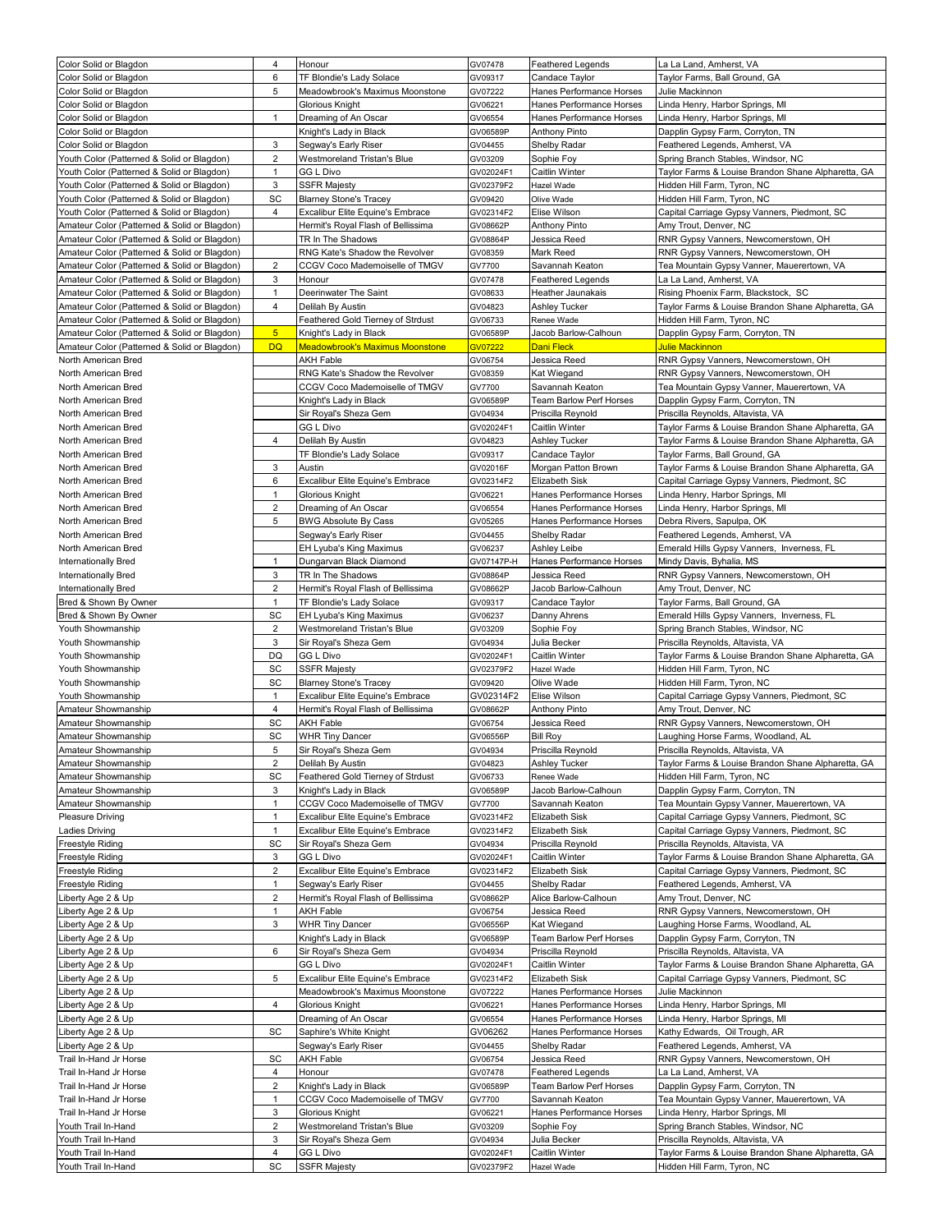| Color Solid or Blagdon | 4 | Honour | GV07478 | Feathered Legends | La La Land, Amherst, VA |
|---|---|---|---|---|---|
| Color Solid or Blagdon | 6 | TF Blondie's Lady Solace | GV09317 | Candace Taylor | Taylor Farms, Ball Ground, GA |
| Color Solid or Blagdon | 5 | Meadowbrook's Maximus Moonstone | GV07222 | Hanes Performance Horses | Julie Mackinnon |
| Color Solid or Blagdon | | Glorious Knight | GV06221 | Hanes Performance Horses | Linda Henry, Harbor Springs, MI |
| Color Solid or Blagdon | 1 | Dreaming of An Oscar | GV06554 | Hanes Performance Horses | Linda Henry, Harbor Springs, MI |
| Color Solid or Blagdon | | Knight's Lady in Black | GV06589P | Anthony Pinto | Dapplin Gypsy Farm, Corryton, TN |
| Color Solid or Blagdon | 3 | Segway's Early Riser | GV04455 | Shelby Radar | Feathered Legends, Amherst, VA |
| Youth Color (Patterned & Solid or Blagdon) | 2 | Westmoreland Tristan's Blue | GV03209 | Sophie Foy | Spring Branch Stables, Windsor, NC |
| Youth Color (Patterned & Solid or Blagdon) | 1 | GG L Divo | GV02024F1 | Caitlin Winter | Taylor Farms & Louise Brandon Shane Alpharetta, GA |
| Youth Color (Patterned & Solid or Blagdon) | 3 | SSFR Majesty | GV02379F2 | Hazel Wade | Hidden Hill Farm, Tyron, NC |
| Youth Color (Patterned & Solid or Blagdon) | SC | Blarney Stone's Tracey | GV09420 | Olive Wade | Hidden Hill Farm, Tyron, NC |
| Youth Color (Patterned & Solid or Blagdon) | 4 | Excalibur Elite Equine's Embrace | GV02314F2 | Elise Wilson | Capital Carriage Gypsy Vanners, Piedmont, SC |
| Amateur Color (Patterned & Solid or Blagdon) | | Hermit's Royal Flash of Bellissima | GV08662P | Anthony Pinto | Amy Trout, Denver, NC |
| Amateur Color (Patterned & Solid or Blagdon) | | TR In The Shadows | GV08864P | Jessica Reed | RNR Gypsy Vanners, Newcomerstown, OH |
| Amateur Color (Patterned & Solid or Blagdon) | | RNG Kate's Shadow the Revolver | GV08359 | Mark Reed | RNR Gypsy Vanners, Newcomerstown, OH |
| Amateur Color (Patterned & Solid or Blagdon) | 2 | CCGV Coco Mademoiselle of TMGV | GV7700 | Savannah Keaton | Tea Mountain Gypsy Vanner, Mauerertown, VA |
| Amateur Color (Patterned & Solid or Blagdon) | 3 | Honour | GV07478 | Feathered Legends | La La Land, Amherst, VA |
| Amateur Color (Patterned & Solid or Blagdon) | 1 | Deerinwater The Saint | GV08633 | Heather Jaunakais | Rising Phoenix Farm, Blackstock, SC |
| Amateur Color (Patterned & Solid or Blagdon) | 4 | Delilah By Austin | GV04823 | Ashley Tucker | Taylor Farms & Louise Brandon Shane Alpharetta, GA |
| Amateur Color (Patterned & Solid or Blagdon) | | Feathered Gold Tierney of Strdust | GV06733 | Renee Wade | Hidden Hill Farm, Tyron, NC |
| Amateur Color (Patterned & Solid or Blagdon) | 5 | Knight's Lady in Black | GV06589P | Jacob Barlow-Calhoun | Dapplin Gypsy Farm, Corryton, TN |
| Amateur Color (Patterned & Solid or Blagdon) | DQ | Meadowbrook's Maximus Moonstone | GV07222 | Dani Fleck | Julie Mackinnon |
| North American Bred | | AKH Fable | GV06754 | Jessica Reed | RNR Gypsy Vanners, Newcomerstown, OH |
| North American Bred | | RNG Kate's Shadow the Revolver | GV08359 | Kat Wiegand | RNR Gypsy Vanners, Newcomerstown, OH |
| North American Bred | | CCGV Coco Mademoiselle of TMGV | GV7700 | Savannah Keaton | Tea Mountain Gypsy Vanner, Mauerertown, VA |
| North American Bred | | Knight's Lady in Black | GV06589P | Team Barlow Perf Horses | Dapplin Gypsy Farm, Corryton, TN |
| North American Bred | | Sir Royal's Sheza Gem | GV04934 | Priscilla Reynold | Priscilla Reynolds, Altavista, VA |
| North American Bred | | GG L Divo | GV02024F1 | Caitlin Winter | Taylor Farms & Louise Brandon Shane Alpharetta, GA |
| North American Bred | 4 | Delilah By Austin | GV04823 | Ashley Tucker | Taylor Farms & Louise Brandon Shane Alpharetta, GA |
| North American Bred | | TF Blondie's Lady Solace | GV09317 | Candace Taylor | Taylor Farms, Ball Ground, GA |
| North American Bred | 3 | Austin | GV02016F | Morgan Patton Brown | Taylor Farms & Louise Brandon Shane Alpharetta, GA |
| North American Bred | 6 | Excalibur Elite Equine's Embrace | GV02314F2 | Elizabeth Sisk | Capital Carriage Gypsy Vanners, Piedmont, SC |
| North American Bred | 1 | Glorious Knight | GV06221 | Hanes Performance Horses | Linda Henry, Harbor Springs, MI |
| North American Bred | 2 | Dreaming of An Oscar | GV06554 | Hanes Performance Horses | Linda Henry, Harbor Springs, MI |
| North American Bred | 5 | BWG Absolute By Cass | GV05265 | Hanes Performance Horses | Debra Rivers, Sapulpa, OK |
| North American Bred | | Segway's Early Riser | GV04455 | Shelby Radar | Feathered Legends, Amherst, VA |
| North American Bred | | EH Lyuba's King Maximus | GV06237 | Ashley Leibe | Emerald Hills Gypsy Vanners, Inverness, FL |
| Internationally Bred | 1 | Dungarvan Black Diamond | GV07147P-H | Hanes Performance Horses | Mindy Davis, Byhalia, MS |
| Internationally Bred | 3 | TR In The Shadows | GV08864P | Jessica Reed | RNR Gypsy Vanners, Newcomerstown, OH |
| Internationally Bred | 2 | Hermit's Royal Flash of Bellissima | GV08662P | Jacob Barlow-Calhoun | Amy Trout, Denver, NC |
| Bred & Shown By Owner | 1 | TF Blondie's Lady Solace | GV09317 | Candace Taylor | Taylor Farms, Ball Ground, GA |
| Bred & Shown By Owner | SC | EH Lyuba's King Maximus | GV06237 | Danny Ahrens | Emerald Hills Gypsy Vanners, Inverness, FL |
| Youth Showmanship | 2 | Westmoreland Tristan's Blue | GV03209 | Sophie Foy | Spring Branch Stables, Windsor, NC |
| Youth Showmanship | 3 | Sir Royal's Sheza Gem | GV04934 | Julia Becker | Priscilla Reynolds, Altavista, VA |
| Youth Showmanship | DQ | GG L Divo | GV02024F1 | Caitlin Winter | Taylor Farms & Louise Brandon Shane Alpharetta, GA |
| Youth Showmanship | SC | SSFR Majesty | GV02379F2 | Hazel Wade | Hidden Hill Farm, Tyron, NC |
| Youth Showmanship | SC | Blarney Stone's Tracey | GV09420 | Olive Wade | Hidden Hill Farm, Tyron, NC |
| Youth Showmanship | 1 | Excalibur Elite Equine's Embrace | GV02314F2 | Elise Wilson | Capital Carriage Gypsy Vanners, Piedmont, SC |
| Amateur Showmanship | 4 | Hermit's Royal Flash of Bellissima | GV08662P | Anthony Pinto | Amy Trout, Denver, NC |
| Amateur Showmanship | SC | AKH Fable | GV06754 | Jessica Reed | RNR Gypsy Vanners, Newcomerstown, OH |
| Amateur Showmanship | SC | WHR Tiny Dancer | GV06556P | Bill Roy | Laughing Horse Farms, Woodland, AL |
| Amateur Showmanship | 5 | Sir Royal's Sheza Gem | GV04934 | Priscilla Reynold | Priscilla Reynolds, Altavista, VA |
| Amateur Showmanship | 2 | Delilah By Austin | GV04823 | Ashley Tucker | Taylor Farms & Louise Brandon Shane Alpharetta, GA |
| Amateur Showmanship | SC | Feathered Gold Tierney of Strdust | GV06733 | Renee Wade | Hidden Hill Farm, Tyron, NC |
| Amateur Showmanship | 3 | Knight's Lady in Black | GV06589P | Jacob Barlow-Calhoun | Dapplin Gypsy Farm, Corryton, TN |
| Amateur Showmanship | 1 | CCGV Coco Mademoiselle of TMGV | GV7700 | Savannah Keaton | Tea Mountain Gypsy Vanner, Mauerertown, VA |
| Pleasure Driving | 1 | Excalibur Elite Equine's Embrace | GV02314F2 | Elizabeth Sisk | Capital Carriage Gypsy Vanners, Piedmont, SC |
| Ladies Driving | 1 | Excalibur Elite Equine's Embrace | GV02314F2 | Elizabeth Sisk | Capital Carriage Gypsy Vanners, Piedmont, SC |
| Freestyle Riding | SC | Sir Royal's Sheza Gem | GV04934 | Priscilla Reynold | Priscilla Reynolds, Altavista, VA |
| Freestyle Riding | 3 | GG L Divo | GV02024F1 | Caitlin Winter | Taylor Farms & Louise Brandon Shane Alpharetta, GA |
| Freestyle Riding | 2 | Excalibur Elite Equine's Embrace | GV02314F2 | Elizabeth Sisk | Capital Carriage Gypsy Vanners, Piedmont, SC |
| Freestyle Riding | 1 | Segway's Early Riser | GV04455 | Shelby Radar | Feathered Legends, Amherst, VA |
| Liberty Age 2 & Up | 2 | Hermit's Royal Flash of Bellissima | GV08662P | Alice Barlow-Calhoun | Amy Trout, Denver, NC |
| Liberty Age 2 & Up | 1 | AKH Fable | GV06754 | Jessica Reed | RNR Gypsy Vanners, Newcomerstown, OH |
| Liberty Age 2 & Up | 3 | WHR Tiny Dancer | GV06556P | Kat Wiegand | Laughing Horse Farms, Woodland, AL |
| Liberty Age 2 & Up | | Knight's Lady in Black | GV06589P | Team Barlow Perf Horses | Dapplin Gypsy Farm, Corryton, TN |
| Liberty Age 2 & Up | 6 | Sir Royal's Sheza Gem | GV04934 | Priscilla Reynold | Priscilla Reynolds, Altavista, VA |
| Liberty Age 2 & Up | | GG L Divo | GV02024F1 | Caitlin Winter | Taylor Farms & Louise Brandon Shane Alpharetta, GA |
| Liberty Age 2 & Up | 5 | Excalibur Elite Equine's Embrace | GV02314F2 | Elizabeth Sisk | Capital Carriage Gypsy Vanners, Piedmont, SC |
| Liberty Age 2 & Up | | Meadowbrook's Maximus Moonstone | GV07222 | Hanes Performance Horses | Julie Mackinnon |
| Liberty Age 2 & Up | 4 | Glorious Knight | GV06221 | Hanes Performance Horses | Linda Henry, Harbor Springs, MI |
| Liberty Age 2 & Up | | Dreaming of An Oscar | GV06554 | Hanes Performance Horses | Linda Henry, Harbor Springs, MI |
| Liberty Age 2 & Up | SC | Saphire's White Knight | GV06262 | Hanes Performance Horses | Kathy Edwards, Oil Trough, AR |
| Liberty Age 2 & Up | | Segway's Early Riser | GV04455 | Shelby Radar | Feathered Legends, Amherst, VA |
| Trail In-Hand Jr Horse | SC | AKH Fable | GV06754 | Jessica Reed | RNR Gypsy Vanners, Newcomerstown, OH |
| Trail In-Hand Jr Horse | 4 | Honour | GV07478 | Feathered Legends | La La Land, Amherst, VA |
| Trail In-Hand Jr Horse | 2 | Knight's Lady in Black | GV06589P | Team Barlow Perf Horses | Dapplin Gypsy Farm, Corryton, TN |
| Trail In-Hand Jr Horse | 1 | CCGV Coco Mademoiselle of TMGV | GV7700 | Savannah Keaton | Tea Mountain Gypsy Vanner, Mauerertown, VA |
| Trail In-Hand Jr Horse | 3 | Glorious Knight | GV06221 | Hanes Performance Horses | Linda Henry, Harbor Springs, MI |
| Youth Trail In-Hand | 2 | Westmoreland Tristan's Blue | GV03209 | Sophie Foy | Spring Branch Stables, Windsor, NC |
| Youth Trail In-Hand | 3 | Sir Royal's Sheza Gem | GV04934 | Julia Becker | Priscilla Reynolds, Altavista, VA |
| Youth Trail In-Hand | 4 | GG L Divo | GV02024F1 | Caitlin Winter | Taylor Farms & Louise Brandon Shane Alpharetta, GA |
| Youth Trail In-Hand | SC | SSFR Majesty | GV02379F2 | Hazel Wade | Hidden Hill Farm, Tyron, NC |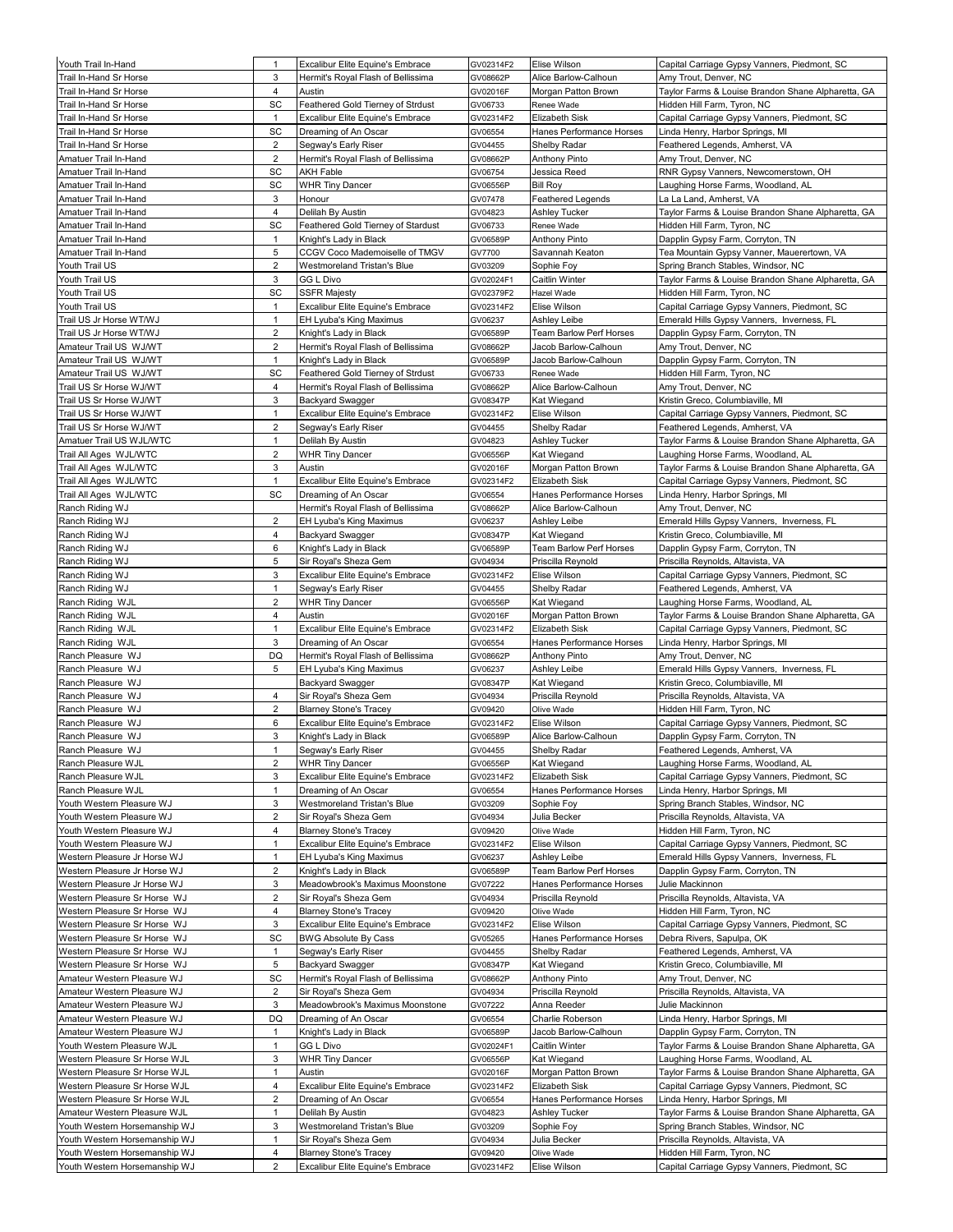| Youth Trail In-Hand | 1 | Excalibur Elite Equine's Embrace | GV02314F2 | Elise Wilson | Capital Carriage Gypsy Vanners, Piedmont, SC |
|---|---|---|---|---|---|
| Trail In-Hand Sr Horse | 3 | Hermit's Royal Flash of Bellissima | GV08662P | Alice Barlow-Calhoun | Amy Trout, Denver, NC |
| Trail In-Hand Sr Horse | 4 | Austin | GV02016F | Morgan Patton Brown | Taylor Farms & Louise Brandon Shane Alpharetta, GA |
| Trail In-Hand Sr Horse | SC | Feathered Gold Tierney of Strdust | GV06733 | Renee Wade | Hidden Hill Farm, Tyron, NC |
| Trail In-Hand Sr Horse | 1 | Excalibur Elite Equine's Embrace | GV02314F2 | Elizabeth Sisk | Capital Carriage Gypsy Vanners, Piedmont, SC |
| Trail In-Hand Sr Horse | SC | Dreaming of An Oscar | GV06554 | Hanes Performance Horses | Linda Henry, Harbor Springs, MI |
| Trail In-Hand Sr Horse | 2 | Segway's Early Riser | GV04455 | Shelby Radar | Feathered Legends, Amherst, VA |
| Amatuer Trail In-Hand | 2 | Hermit's Royal Flash of Bellissima | GV08662P | Anthony Pinto | Amy Trout, Denver, NC |
| Amatuer Trail In-Hand | SC | AKH Fable | GV06754 | Jessica Reed | RNR Gypsy Vanners, Newcomerstown, OH |
| Amatuer Trail In-Hand | SC | WHR Tiny Dancer | GV06556P | Bill Roy | Laughing Horse Farms, Woodland, AL |
| Amatuer Trail In-Hand | 3 | Honour | GV07478 | Feathered Legends | La La Land, Amherst, VA |
| Amatuer Trail In-Hand | 4 | Delilah By Austin | GV04823 | Ashley Tucker | Taylor Farms & Louise Brandon Shane Alpharetta, GA |
| Amatuer Trail In-Hand | SC | Feathered Gold Tierney of Stardust | GV06733 | Renee Wade | Hidden Hill Farm, Tyron, NC |
| Amatuer Trail In-Hand | 1 | Knight's Lady in Black | GV06589P | Anthony Pinto | Dapplin Gypsy Farm, Corryton, TN |
| Amatuer Trail In-Hand | 5 | CCGV Coco Mademoiselle of TMGV | GV7700 | Savannah Keaton | Tea Mountain Gypsy Vanner, Mauerertown, VA |
| Youth Trail US | 2 | Westmoreland Tristan's Blue | GV03209 | Sophie Foy | Spring Branch Stables, Windsor, NC |
| Youth Trail US | 3 | GG L Divo | GV02024F1 | Caitlin Winter | Taylor Farms & Louise Brandon Shane Alpharetta, GA |
| Youth Trail US | SC | SSFR Majesty | GV02379F2 | Hazel Wade | Hidden Hill Farm, Tyron, NC |
| Youth Trail US | 1 | Excalibur Elite Equine's Embrace | GV02314F2 | Elise Wilson | Capital Carriage Gypsy Vanners, Piedmont, SC |
| Trail US Jr Horse WT/WJ | 1 | EH Lyuba's King Maximus | GV06237 | Ashley Leibe | Emerald Hills Gypsy Vanners, Inverness, FL |
| Trail US Jr Horse WT/WJ | 2 | Knight's Lady in Black | GV06589P | Team Barlow Perf Horses | Dapplin Gypsy Farm, Corryton, TN |
| Amateur Trail US WJ/WT | 2 | Hermit's Royal Flash of Bellissima | GV08662P | Jacob Barlow-Calhoun | Amy Trout, Denver, NC |
| Amateur Trail US WJ/WT | 1 | Knight's Lady in Black | GV06589P | Jacob Barlow-Calhoun | Dapplin Gypsy Farm, Corryton, TN |
| Amateur Trail US WJ/WT | SC | Feathered Gold Tierney of Strdust | GV06733 | Renee Wade | Hidden Hill Farm, Tyron, NC |
| Trail US Sr Horse WJ/WT | 4 | Hermit's Royal Flash of Bellissima | GV08662P | Alice Barlow-Calhoun | Amy Trout, Denver, NC |
| Trail US Sr Horse WJ/WT | 3 | Backyard Swagger | GV08347P | Kat Wiegand | Kristin Greco, Columbiaville, MI |
| Trail US Sr Horse WJ/WT | 1 | Excalibur Elite Equine's Embrace | GV02314F2 | Elise Wilson | Capital Carriage Gypsy Vanners, Piedmont, SC |
| Trail US Sr Horse WJ/WT | 2 | Segway's Early Riser | GV04455 | Shelby Radar | Feathered Legends, Amherst, VA |
| Amatuer Trail US WJL/WTC | 1 | Delilah By Austin | GV04823 | Ashley Tucker | Taylor Farms & Louise Brandon Shane Alpharetta, GA |
| Trail All Ages WJL/WTC | 2 | WHR Tiny Dancer | GV06556P | Kat Wiegand | Laughing Horse Farms, Woodland, AL |
| Trail All Ages WJL/WTC | 3 | Austin | GV02016F | Morgan Patton Brown | Taylor Farms & Louise Brandon Shane Alpharetta, GA |
| Trail All Ages WJL/WTC | 1 | Excalibur Elite Equine's Embrace | GV02314F2 | Elizabeth Sisk | Capital Carriage Gypsy Vanners, Piedmont, SC |
| Trail All Ages WJL/WTC | SC | Dreaming of An Oscar | GV06554 | Hanes Performance Horses | Linda Henry, Harbor Springs, MI |
| Ranch Riding WJ | | Hermit's Royal Flash of Bellissima | GV08662P | Alice Barlow-Calhoun | Amy Trout, Denver, NC |
| Ranch Riding WJ | 2 | EH Lyuba's King Maximus | GV06237 | Ashley Leibe | Emerald Hills Gypsy Vanners, Inverness, FL |
| Ranch Riding WJ | 4 | Backyard Swagger | GV08347P | Kat Wiegand | Kristin Greco, Columbiaville, MI |
| Ranch Riding WJ | 6 | Knight's Lady in Black | GV06589P | Team Barlow Perf Horses | Dapplin Gypsy Farm, Corryton, TN |
| Ranch Riding WJ | 5 | Sir Royal's Sheza Gem | GV04934 | Priscilla Reynold | Priscilla Reynolds, Altavista, VA |
| Ranch Riding WJ | 3 | Excalibur Elite Equine's Embrace | GV02314F2 | Elise Wilson | Capital Carriage Gypsy Vanners, Piedmont, SC |
| Ranch Riding WJ | 1 | Segway's Early Riser | GV04455 | Shelby Radar | Feathered Legends, Amherst, VA |
| Ranch Riding WJL | 2 | WHR Tiny Dancer | GV06556P | Kat Wiegand | Laughing Horse Farms, Woodland, AL |
| Ranch Riding WJL | 4 | Austin | GV02016F | Morgan Patton Brown | Taylor Farms & Louise Brandon Shane Alpharetta, GA |
| Ranch Riding WJL | 1 | Excalibur Elite Equine's Embrace | GV02314F2 | Elizabeth Sisk | Capital Carriage Gypsy Vanners, Piedmont, SC |
| Ranch Riding WJL | 3 | Dreaming of An Oscar | GV06554 | Hanes Performance Horses | Linda Henry, Harbor Springs, MI |
| Ranch Pleasure WJ | DQ | Hermit's Royal Flash of Bellissima | GV08662P | Anthony Pinto | Amy Trout, Denver, NC |
| Ranch Pleasure WJ | 5 | EH Lyuba's King Maximus | GV06237 | Ashley Leibe | Emerald Hills Gypsy Vanners, Inverness, FL |
| Ranch Pleasure WJ | | Backyard Swagger | GV08347P | Kat Wiegand | Kristin Greco, Columbiaville, MI |
| Ranch Pleasure WJ | 4 | Sir Royal's Sheza Gem | GV04934 | Priscilla Reynold | Priscilla Reynolds, Altavista, VA |
| Ranch Pleasure WJ | 2 | Blarney Stone's Tracey | GV09420 | Olive Wade | Hidden Hill Farm, Tyron, NC |
| Ranch Pleasure WJ | 6 | Excalibur Elite Equine's Embrace | GV02314F2 | Elise Wilson | Capital Carriage Gypsy Vanners, Piedmont, SC |
| Ranch Pleasure WJ | 3 | Knight's Lady in Black | GV06589P | Alice Barlow-Calhoun | Dapplin Gypsy Farm, Corryton, TN |
| Ranch Pleasure WJ | 1 | Segway's Early Riser | GV04455 | Shelby Radar | Feathered Legends, Amherst, VA |
| Ranch Pleasure WJL | 2 | WHR Tiny Dancer | GV06556P | Kat Wiegand | Laughing Horse Farms, Woodland, AL |
| Ranch Pleasure WJL | 3 | Excalibur Elite Equine's Embrace | GV02314F2 | Elizabeth Sisk | Capital Carriage Gypsy Vanners, Piedmont, SC |
| Ranch Pleasure WJL | 1 | Dreaming of An Oscar | GV06554 | Hanes Performance Horses | Linda Henry, Harbor Springs, MI |
| Youth Western Pleasure WJ | 3 | Westmoreland Tristan's Blue | GV03209 | Sophie Foy | Spring Branch Stables, Windsor, NC |
| Youth Western Pleasure WJ | 2 | Sir Royal's Sheza Gem | GV04934 | Julia Becker | Priscilla Reynolds, Altavista, VA |
| Youth Western Pleasure WJ | 4 | Blarney Stone's Tracey | GV09420 | Olive Wade | Hidden Hill Farm, Tyron, NC |
| Youth Western Pleasure WJ | 1 | Excalibur Elite Equine's Embrace | GV02314F2 | Elise Wilson | Capital Carriage Gypsy Vanners, Piedmont, SC |
| Western Pleasure Jr Horse WJ | 1 | EH Lyuba's King Maximus | GV06237 | Ashley Leibe | Emerald Hills Gypsy Vanners, Inverness, FL |
| Western Pleasure Jr Horse WJ | 2 | Knight's Lady in Black | GV06589P | Team Barlow Perf Horses | Dapplin Gypsy Farm, Corryton, TN |
| Western Pleasure Jr Horse WJ | 3 | Meadowbrook's Maximus Moonstone | GV07222 | Hanes Performance Horses | Julie Mackinnon |
| Western Pleasure Sr Horse WJ | 2 | Sir Royal's Sheza Gem | GV04934 | Priscilla Reynold | Priscilla Reynolds, Altavista, VA |
| Western Pleasure Sr Horse WJ | 4 | Blarney Stone's Tracey | GV09420 | Olive Wade | Hidden Hill Farm, Tyron, NC |
| Western Pleasure Sr Horse WJ | 3 | Excalibur Elite Equine's Embrace | GV02314F2 | Elise Wilson | Capital Carriage Gypsy Vanners, Piedmont, SC |
| Western Pleasure Sr Horse WJ | SC | BWG Absolute By Cass | GV05265 | Hanes Performance Horses | Debra Rivers, Sapulpa, OK |
| Western Pleasure Sr Horse WJ | 1 | Segway's Early Riser | GV04455 | Shelby Radar | Feathered Legends, Amherst, VA |
| Western Pleasure Sr Horse WJ | 5 | Backyard Swagger | GV08347P | Kat Wiegand | Kristin Greco, Columbiaville, MI |
| Amateur Western Pleasure WJ | SC | Hermit's Royal Flash of Bellissima | GV08662P | Anthony Pinto | Amy Trout, Denver, NC |
| Amateur Western Pleasure WJ | 2 | Sir Royal's Sheza Gem | GV04934 | Priscilla Reynold | Priscilla Reynolds, Altavista, VA |
| Amateur Western Pleasure WJ | 3 | Meadowbrook's Maximus Moonstone | GV07222 | Anna Reeder | Julie Mackinnon |
| Amateur Western Pleasure WJ | DQ | Dreaming of An Oscar | GV06554 | Charlie Roberson | Linda Henry, Harbor Springs, MI |
| Amateur Western Pleasure WJ | 1 | Knight's Lady in Black | GV06589P | Jacob Barlow-Calhoun | Dapplin Gypsy Farm, Corryton, TN |
| Youth Western Pleasure WJL | 1 | GG L Divo | GV02024F1 | Caitlin Winter | Taylor Farms & Louise Brandon Shane Alpharetta, GA |
| Western Pleasure Sr Horse WJL | 3 | WHR Tiny Dancer | GV06556P | Kat Wiegand | Laughing Horse Farms, Woodland, AL |
| Western Pleasure Sr Horse WJL | 1 | Austin | GV02016F | Morgan Patton Brown | Taylor Farms & Louise Brandon Shane Alpharetta, GA |
| Western Pleasure Sr Horse WJL | 4 | Excalibur Elite Equine's Embrace | GV02314F2 | Elizabeth Sisk | Capital Carriage Gypsy Vanners, Piedmont, SC |
| Western Pleasure Sr Horse WJL | 2 | Dreaming of An Oscar | GV06554 | Hanes Performance Horses | Linda Henry, Harbor Springs, MI |
| Amateur Western Pleasure WJL | 1 | Delilah By Austin | GV04823 | Ashley Tucker | Taylor Farms & Louise Brandon Shane Alpharetta, GA |
| Youth Western Horsemanship WJ | 3 | Westmoreland Tristan's Blue | GV03209 | Sophie Foy | Spring Branch Stables, Windsor, NC |
| Youth Western Horsemanship WJ | 1 | Sir Royal's Sheza Gem | GV04934 | Julia Becker | Priscilla Reynolds, Altavista, VA |
| Youth Western Horsemanship WJ | 4 | Blarney Stone's Tracey | GV09420 | Olive Wade | Hidden Hill Farm, Tyron, NC |
| Youth Western Horsemanship WJ | 2 | Excalibur Elite Equine's Embrace | GV02314F2 | Elise Wilson | Capital Carriage Gypsy Vanners, Piedmont, SC |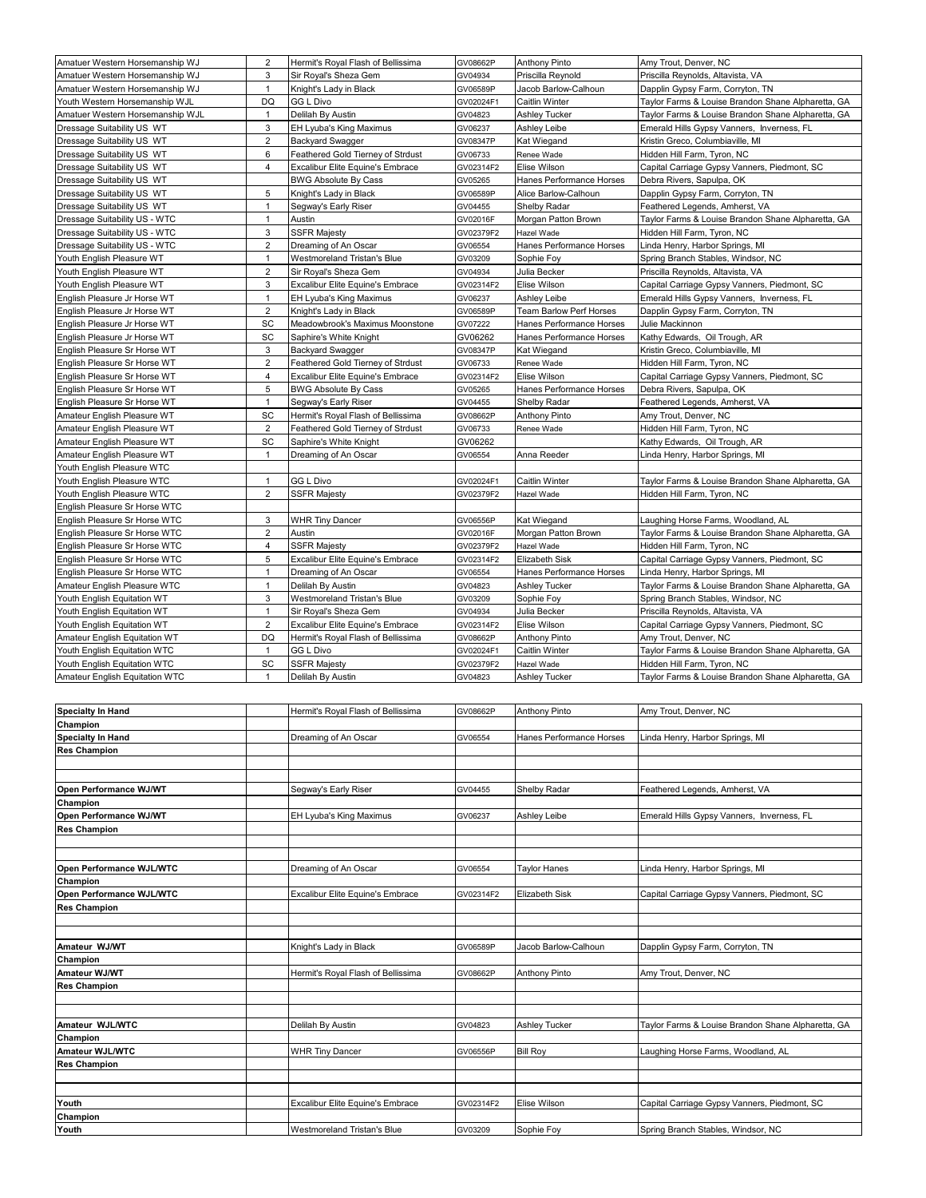| | | | | | |
|---|---|---|---|---|---|
| Amatuer Western Horsemanship WJ | 2 | Hermit's Royal Flash of Bellissima | GV08662P | Anthony Pinto | Amy Trout, Denver, NC |
| Amatuer Western Horsemanship WJ | 3 | Sir Royal's Sheza Gem | GV04934 | Priscilla Reynold | Priscilla Reynolds, Altavista, VA |
| Amatuer Western Horsemanship WJ | 1 | Knight's Lady in Black | GV06589P | Jacob Barlow-Calhoun | Dapplin Gypsy Farm, Corryton, TN |
| Youth Western Horsemanship WJL | DQ | GG L Divo | GV02024F1 | Caitlin Winter | Taylor Farms & Louise Brandon Shane Alpharetta, GA |
| Amatuer Western Horsemanship WJL | 1 | Delilah By Austin | GV04823 | Ashley Tucker | Taylor Farms & Louise Brandon Shane Alpharetta, GA |
| Dressage Suitability US WT | 3 | EH Lyuba's King Maximus | GV06237 | Ashley Leibe | Emerald Hills Gypsy Vanners, Inverness, FL |
| Dressage Suitability US WT | 2 | Backyard Swagger | GV08347P | Kat Wiegand | Kristin Greco, Columbiaville, MI |
| Dressage Suitability US WT | 6 | Feathered Gold Tierney of Strdust | GV06733 | Renee Wade | Hidden Hill Farm, Tyron, NC |
| Dressage Suitability US WT | 4 | Excalibur Elite Equine's Embrace | GV02314F2 | Elise Wilson | Capital Carriage Gypsy Vanners, Piedmont, SC |
| Dressage Suitability US WT | | BWG Absolute By Cass | GV05265 | Hanes Performance Horses | Debra Rivers, Sapulpa, OK |
| Dressage Suitability US WT | 5 | Knight's Lady in Black | GV06589P | Alice Barlow-Calhoun | Dapplin Gypsy Farm, Corryton, TN |
| Dressage Suitability US WT | 1 | Segway's Early Riser | GV04455 | Shelby Radar | Feathered Legends, Amherst, VA |
| Dressage Suitability US - WTC | 1 | Austin | GV02016F | Morgan Patton Brown | Taylor Farms & Louise Brandon Shane Alpharetta, GA |
| Dressage Suitability US - WTC | 3 | SSFR Majesty | GV02379F2 | Hazel Wade | Hidden Hill Farm, Tyron, NC |
| Dressage Suitability US - WTC | 2 | Dreaming of An Oscar | GV06554 | Hanes Performance Horses | Linda Henry, Harbor Springs, MI |
| Youth English Pleasure WT | 1 | Westmoreland Tristan's Blue | GV03209 | Sophie Foy | Spring Branch Stables, Windsor, NC |
| Youth English Pleasure WT | 2 | Sir Royal's Sheza Gem | GV04934 | Julia Becker | Priscilla Reynolds, Altavista, VA |
| Youth English Pleasure WT | 3 | Excalibur Elite Equine's Embrace | GV02314F2 | Elise Wilson | Capital Carriage Gypsy Vanners, Piedmont, SC |
| English Pleasure Jr Horse WT | 1 | EH Lyuba's King Maximus | GV06237 | Ashley Leibe | Emerald Hills Gypsy Vanners, Inverness, FL |
| English Pleasure Jr Horse WT | 2 | Knight's Lady in Black | GV06589P | Team Barlow Perf Horses | Dapplin Gypsy Farm, Corryton, TN |
| English Pleasure Jr Horse WT | SC | Meadowbrook's Maximus Moonstone | GV07222 | Hanes Performance Horses | Julie Mackinnon |
| English Pleasure Jr Horse WT | SC | Saphire's White Knight | GV06262 | Hanes Performance Horses | Kathy Edwards, Oil Trough, AR |
| English Pleasure Sr Horse WT | 3 | Backyard Swagger | GV08347P | Kat Wiegand | Kristin Greco, Columbiaville, MI |
| English Pleasure Sr Horse WT | 2 | Feathered Gold Tierney of Strdust | GV06733 | Renee Wade | Hidden Hill Farm, Tyron, NC |
| English Pleasure Sr Horse WT | 4 | Excalibur Elite Equine's Embrace | GV02314F2 | Elise Wilson | Capital Carriage Gypsy Vanners, Piedmont, SC |
| English Pleasure Sr Horse WT | 5 | BWG Absolute By Cass | GV05265 | Hanes Performance Horses | Debra Rivers, Sapulpa, OK |
| English Pleasure Sr Horse WT | 1 | Segway's Early Riser | GV04455 | Shelby Radar | Feathered Legends, Amherst, VA |
| Amateur English Pleasure WT | SC | Hermit's Royal Flash of Bellissima | GV08662P | Anthony Pinto | Amy Trout, Denver, NC |
| Amateur English Pleasure WT | 2 | Feathered Gold Tierney of Strdust | GV06733 | Renee Wade | Hidden Hill Farm, Tyron, NC |
| Amateur English Pleasure WT | SC | Saphire's White Knight | GV06262 | | Kathy Edwards, Oil Trough, AR |
| Amateur English Pleasure WT | 1 | Dreaming of An Oscar | GV06554 | Anna Reeder | Linda Henry, Harbor Springs, MI |
| Youth English Pleasure WTC | | | | | |
| Youth English Pleasure WTC | 1 | GG L Divo | GV02024F1 | Caitlin Winter | Taylor Farms & Louise Brandon Shane Alpharetta, GA |
| Youth English Pleasure WTC | 2 | SSFR Majesty | GV02379F2 | Hazel Wade | Hidden Hill Farm, Tyron, NC |
| English Pleasure Sr Horse WTC | | | | | |
| English Pleasure Sr Horse WTC | 3 | WHR Tiny Dancer | GV06556P | Kat Wiegand | Laughing Horse Farms, Woodland, AL |
| English Pleasure Sr Horse WTC | 2 | Austin | GV02016F | Morgan Patton Brown | Taylor Farms & Louise Brandon Shane Alpharetta, GA |
| English Pleasure Sr Horse WTC | 4 | SSFR Majesty | GV02379F2 | Hazel Wade | Hidden Hill Farm, Tyron, NC |
| English Pleasure Sr Horse WTC | 5 | Excalibur Elite Equine's Embrace | GV02314F2 | Elizabeth Sisk | Capital Carriage Gypsy Vanners, Piedmont, SC |
| English Pleasure Sr Horse WTC | 1 | Dreaming of An Oscar | GV06554 | Hanes Performance Horses | Linda Henry, Harbor Springs, MI |
| Amateur English Pleasure WTC | 1 | Delilah By Austin | GV04823 | Ashley Tucker | Taylor Farms & Louise Brandon Shane Alpharetta, GA |
| Youth English Equitation WT | 3 | Westmoreland Tristan's Blue | GV03209 | Sophie Foy | Spring Branch Stables, Windsor, NC |
| Youth English Equitation WT | 1 | Sir Royal's Sheza Gem | GV04934 | Julia Becker | Priscilla Reynolds, Altavista, VA |
| Youth English Equitation WT | 2 | Excalibur Elite Equine's Embrace | GV02314F2 | Elise Wilson | Capital Carriage Gypsy Vanners, Piedmont, SC |
| Amateur English Equitation WT | DQ | Hermit's Royal Flash of Bellissima | GV08662P | Anthony Pinto | Amy Trout, Denver, NC |
| Youth English Equitation WTC | 1 | GG L Divo | GV02024F1 | Caitlin Winter | Taylor Farms & Louise Brandon Shane Alpharetta, GA |
| Youth English Equitation WTC | SC | SSFR Majesty | GV02379F2 | Hazel Wade | Hidden Hill Farm, Tyron, NC |
| Amateur English Equitation WTC | 1 | Delilah By Austin | GV04823 | Ashley Tucker | Taylor Farms & Louise Brandon Shane Alpharetta, GA |

| | | | | | |
|---|---|---|---|---|---|
| **Specialty In Hand** | | Hermit's Royal Flash of Bellissima | GV08662P | Anthony Pinto | Amy Trout, Denver, NC |
| **Champion** | | | | | |
| **Specialty In Hand** | | Dreaming of An Oscar | GV06554 | Hanes Performance Horses | Linda Henry, Harbor Springs, MI |
| **Res Champion** | | | | | |
| | | | | | |
| | | | | | |
| **Open Performance WJ/WT** | | Segway's Early Riser | GV04455 | Shelby Radar | Feathered Legends, Amherst, VA |
| **Champion** | | | | | |
| **Open Performance WJ/WT** | | EH Lyuba's King Maximus | GV06237 | Ashley Leibe | Emerald Hills Gypsy Vanners, Inverness, FL |
| **Res Champion** | | | | | |
| | | | | | |
| | | | | | |
| **Open Performance WJL/WTC** | | Dreaming of An Oscar | GV06554 | Taylor Hanes | Linda Henry, Harbor Springs, MI |
| **Champion** | | | | | |
| **Open Performance WJL/WTC** | | Excalibur Elite Equine's Embrace | GV02314F2 | Elizabeth Sisk | Capital Carriage Gypsy Vanners, Piedmont, SC |
| **Res Champion** | | | | | |
| | | | | | |
| | | | | | |
| **Amateur WJ/WT** | | Knight's Lady in Black | GV06589P | Jacob Barlow-Calhoun | Dapplin Gypsy Farm, Corryton, TN |
| **Champion** | | | | | |
| **Amateur WJ/WT** | | Hermit's Royal Flash of Bellissima | GV08662P | Anthony Pinto | Amy Trout, Denver, NC |
| **Res Champion** | | | | | |
| | | | | | |
| | | | | | |
| **Amateur WJL/WTC** | | Delilah By Austin | GV04823 | Ashley Tucker | Taylor Farms & Louise Brandon Shane Alpharetta, GA |
| **Champion** | | | | | |
| **Amateur WJL/WTC** | | WHR Tiny Dancer | GV06556P | Bill Roy | Laughing Horse Farms, Woodland, AL |
| **Res Champion** | | | | | |
| | | | | | |
| | | | | | |
| **Youth** | | Excalibur Elite Equine's Embrace | GV02314F2 | Elise Wilson | Capital Carriage Gypsy Vanners, Piedmont, SC |
| **Champion** | | | | | |
| **Youth** | | Westmoreland Tristan's Blue | GV03209 | Sophie Foy | Spring Branch Stables, Windsor, NC |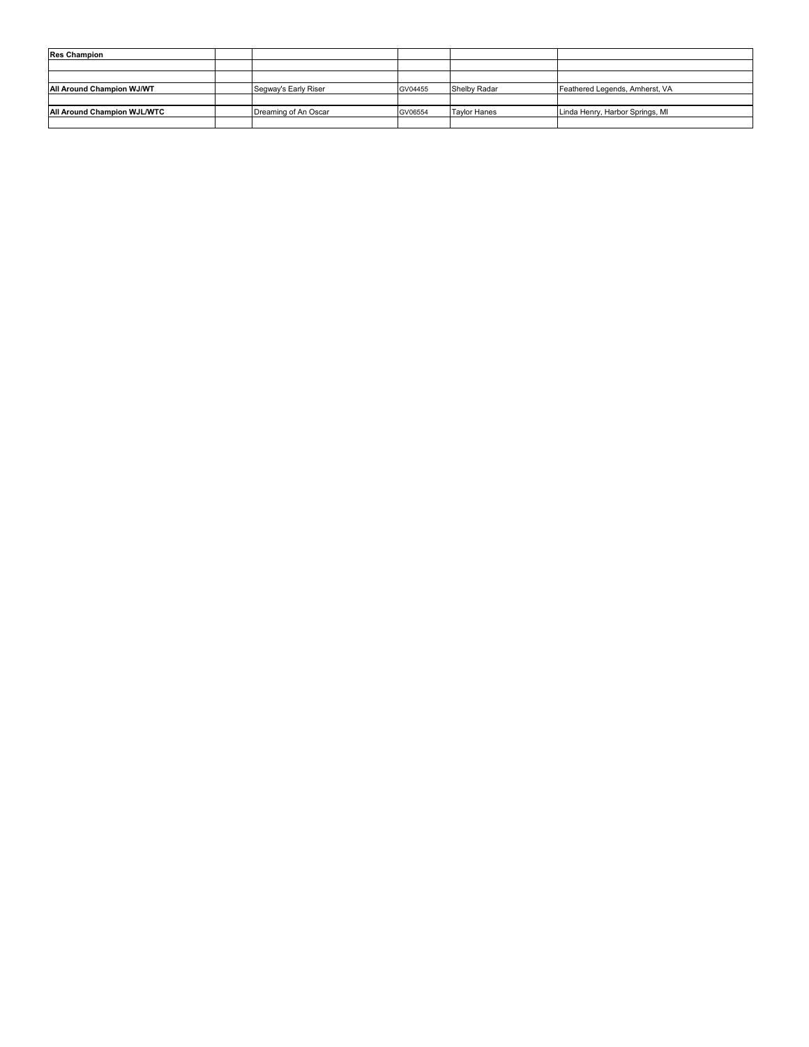| | | | | | |
|---|---|---|---|---|---|
| **Res Champion** | | | | | |
| | | | | | |
| | | | | | |
| **All Around Champion WJ/WT** | | Segway's Early Riser | GV04455 | Shelby Radar | Feathered Legends, Amherst, VA |
| | | | | | |
| **All Around Champion WJL/WTC** | | Dreaming of An Oscar | GV06554 | Taylor Hanes | Linda Henry, Harbor Springs, MI |
| | | | | | |